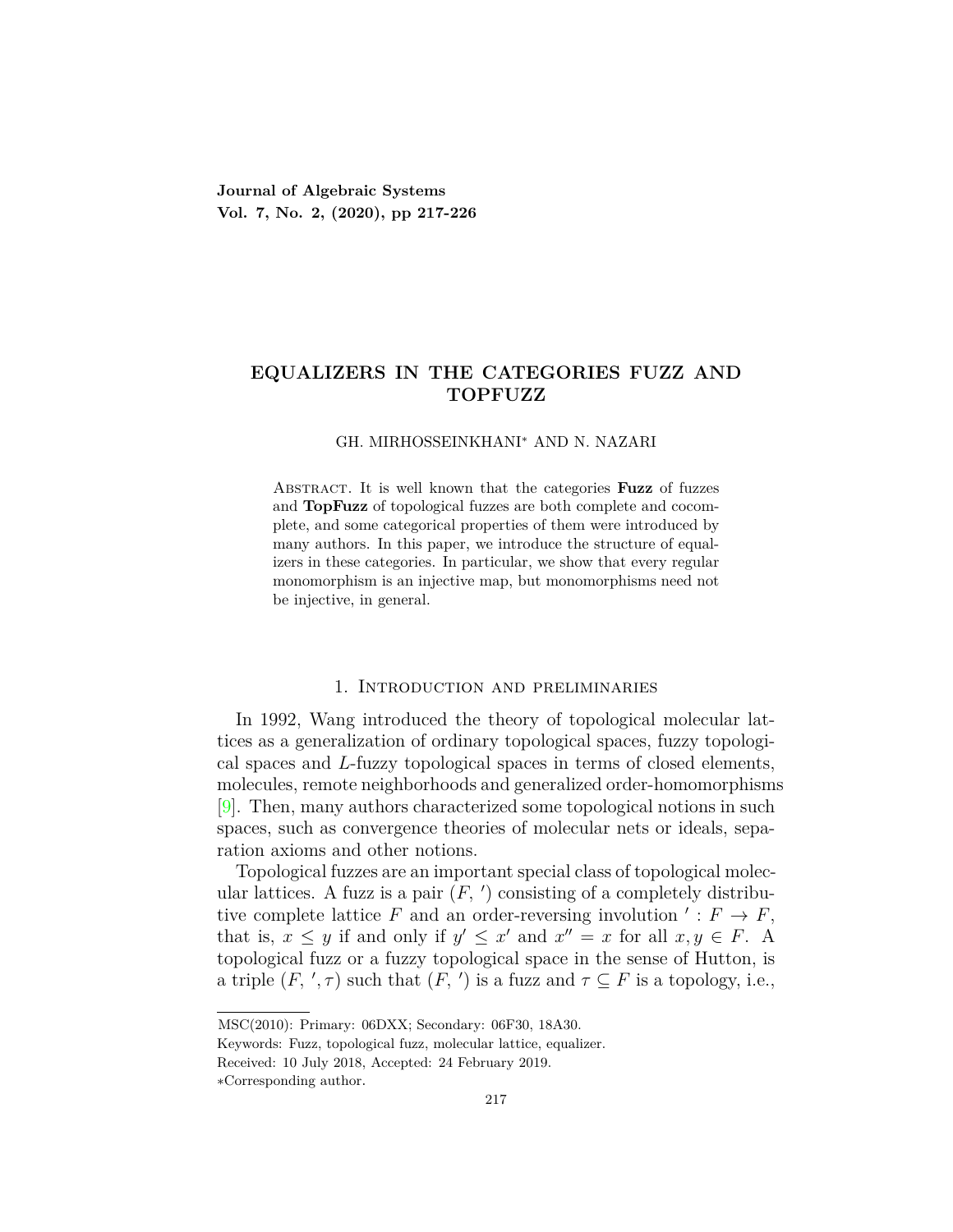**Journal of Algebraic Systems**
**Vol. 7, No. 2, (2020), pp 217-226**

# EQUALIZERS IN THE CATEGORIES FUZZ AND TOPFUZZ

GH. MIRHOSSEINKHANI* AND N. NAZARI

Abstract. It is well known that the categories **Fuzz** of fuzzes and **TopFuzz** of topological fuzzes are both complete and cocomplete, and some categorical properties of them were introduced by many authors. In this paper, we introduce the structure of equalizers in these categories. In particular, we show that every regular monomorphism is an injective map, but monomorphisms need not be injective, in general.

## 1. Introduction and preliminaries

In 1992, Wang introduced the theory of topological molecular lattices as a generalization of ordinary topological spaces, fuzzy topological spaces and $L$-fuzzy topological spaces in terms of closed elements, molecules, remote neighborhoods and generalized order-homomorphisms [9]. Then, many authors characterized some topological notions in such spaces, such as convergence theories of molecular nets or ideals, separation axioms and other notions.

Topological fuzzes are an important special class of topological molecular lattices. A fuzz is a pair $(F, ')$ consisting of a completely distributive complete lattice $F$ and an order-reversing involution $' : F \to F$, that is, $x \leq y$ if and only if $y' \leq x'$ and $x'' = x$ for all $x, y \in F$. A topological fuzz or a fuzzy topological space in the sense of Hutton, is a triple $(F, ', \tau)$ such that $(F, ')$ is a fuzz and $\tau \subseteq F$ is a topology, i.e.,

---

MSC(2010): Primary: 06DXX; Secondary: 06F30, 18A30.

Keywords: Fuzz, topological fuzz, molecular lattice, equalizer.

Received: 10 July 2018, Accepted: 24 February 2019.

*Corresponding author.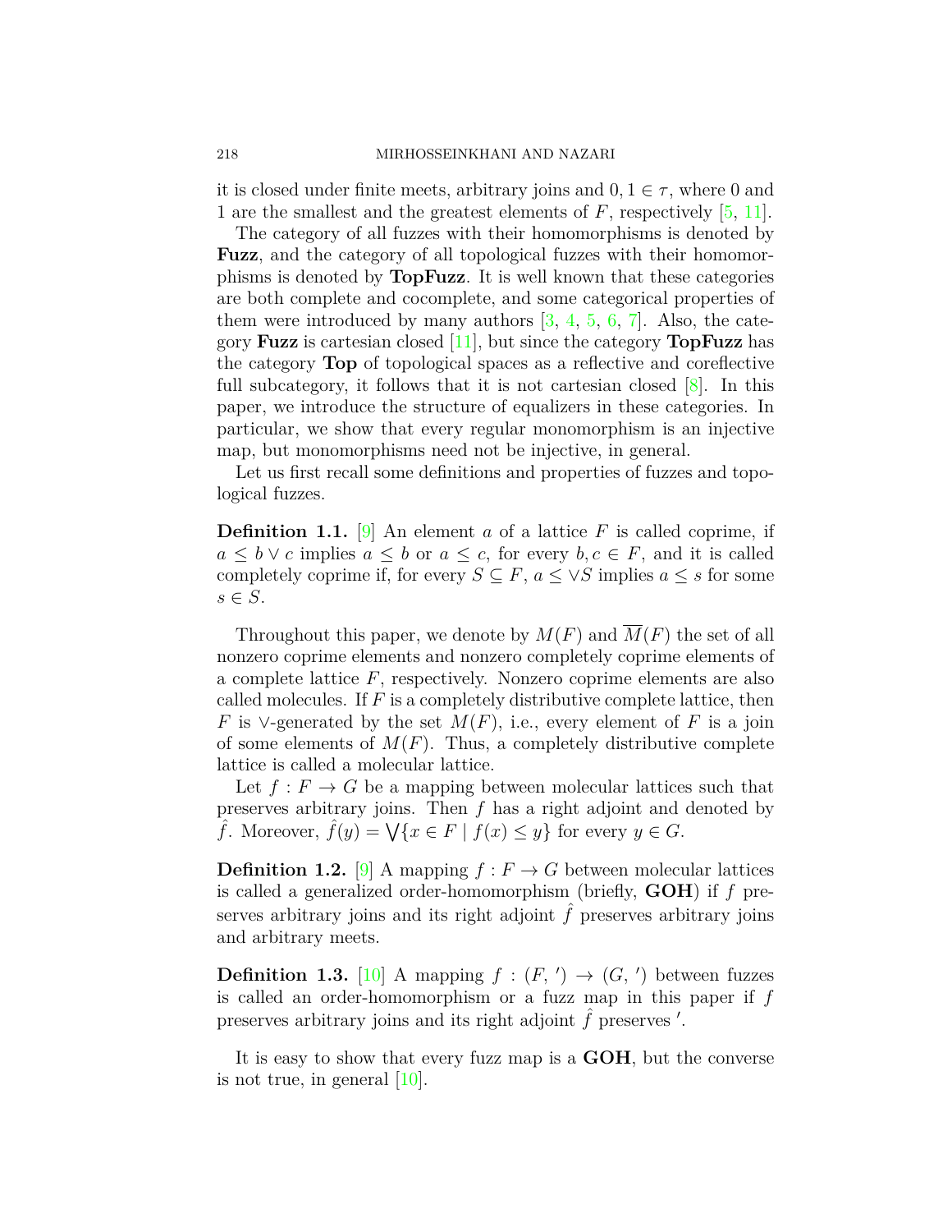it is closed under finite meets, arbitrary joins and $0, 1 \in \tau$, where 0 and 1 are the smallest and the greatest elements of $F$, respectively [5, 11].

The category of all fuzzes with their homomorphisms is denoted by **Fuzz**, and the category of all topological fuzzes with their homomorphisms is denoted by **TopFuzz**. It is well known that these categories are both complete and cocomplete, and some categorical properties of them were introduced by many authors [3, 4, 5, 6, 7]. Also, the category **Fuzz** is cartesian closed [11], but since the category **TopFuzz** has the category **Top** of topological spaces as a reflective and coreflective full subcategory, it follows that it is not cartesian closed [8]. In this paper, we introduce the structure of equalizers in these categories. In particular, we show that every regular monomorphism is an injective map, but monomorphisms need not be injective, in general.

Let us first recall some definitions and properties of fuzzes and topological fuzzes.

**Definition 1.1.** [9] An element $a$ of a lattice $F$ is called coprime, if $a \leq b \vee c$ implies $a \leq b$ or $a \leq c$, for every $b, c \in F$, and it is called completely coprime if, for every $S \subseteq F$, $a \leq \vee S$ implies $a \leq s$ for some $s \in S$.

Throughout this paper, we denote by $M(F)$ and $\overline{M}(F)$ the set of all nonzero coprime elements and nonzero completely coprime elements of a complete lattice $F$, respectively. Nonzero coprime elements are also called molecules. If $F$ is a completely distributive complete lattice, then $F$ is $\vee$-generated by the set $M(F)$, i.e., every element of $F$ is a join of some elements of $M(F)$. Thus, a completely distributive complete lattice is called a molecular lattice.

Let $f : F \to G$ be a mapping between molecular lattices such that preserves arbitrary joins. Then $f$ has a right adjoint and denoted by $\hat{f}$. Moreover, $\hat{f}(y) = \bigvee\{x \in F \mid f(x) \leq y\}$ for every $y \in G$.

**Definition 1.2.** [9] A mapping $f : F \to G$ between molecular lattices is called a generalized order-homomorphism (briefly, **GOH**) if $f$ preserves arbitrary joins and its right adjoint $\hat{f}$ preserves arbitrary joins and arbitrary meets.

**Definition 1.3.** [10] A mapping $f : (F, {}') \to (G, {}')$ between fuzzes is called an order-homomorphism or a fuzz map in this paper if $f$ preserves arbitrary joins and its right adjoint $\hat{f}$ preserves $'$.

It is easy to show that every fuzz map is a **GOH**, but the converse is not true, in general [10].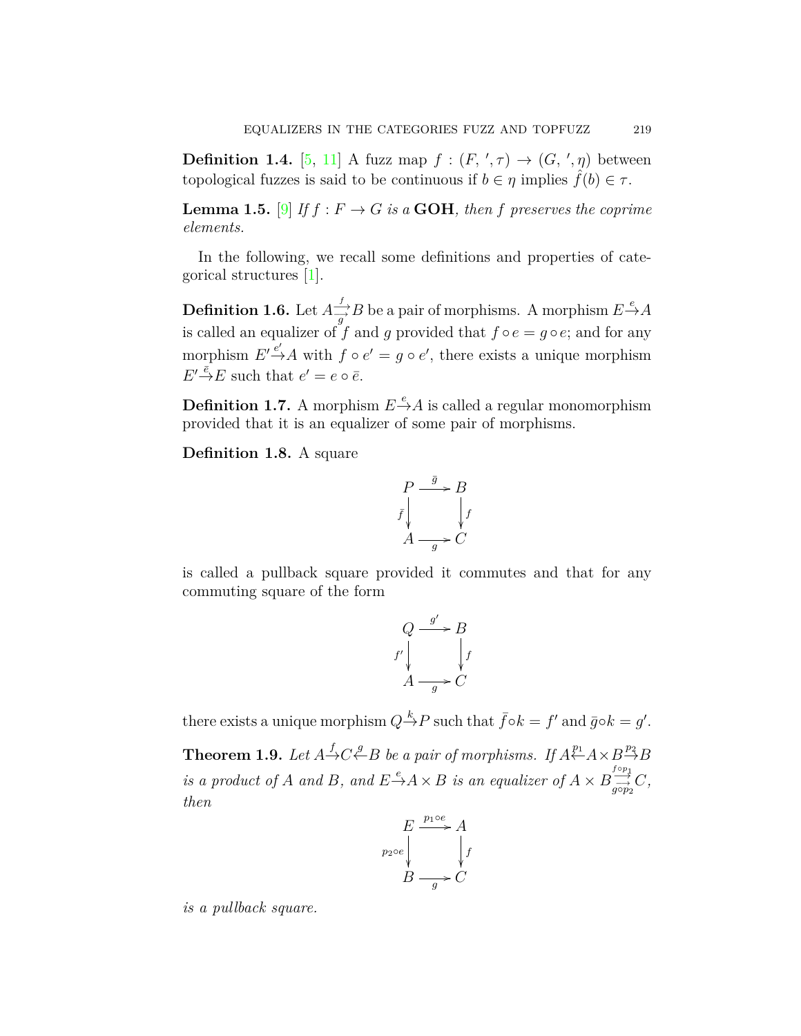**Definition 1.4.** [5, 11] A fuzz map $f : (F, ', \tau) \to (G, ', \eta)$ between topological fuzzes is said to be continuous if $b \in \eta$ implies $\hat{f}(b) \in \tau$.

**Lemma 1.5.** [9] *If $f : F \to G$ is a* **GOH***, then $f$ preserves the coprime elements.*

In the following, we recall some definitions and properties of categorical structures [1].

**Definition 1.6.** Let $A \overset{f}{\underset{g}{\rightrightarrows}} B$ be a pair of morphisms. A morphism $E \overset{e}{\to} A$ is called an equalizer of $f$ and $g$ provided that $f \circ e = g \circ e$; and for any morphism $E' \overset{e'}{\to} A$ with $f \circ e' = g \circ e'$, there exists a unique morphism $E' \overset{\bar{e}}{\to} E$ such that $e' = e \circ \bar{e}$.

**Definition 1.7.** A morphism $E \overset{e}{\to} A$ is called a regular monomorphism provided that it is an equalizer of some pair of morphisms.

**Definition 1.8.** A square

$$\begin{array}{ccc} P & \xrightarrow{\bar{g}} & B \\ {\scriptstyle \bar{f}}\downarrow & & \downarrow{\scriptstyle f} \\ A & \xrightarrow[g]{} & C \end{array}$$

is called a pullback square provided it commutes and that for any commuting square of the form

$$\begin{array}{ccc} Q & \xrightarrow{g'} & B \\ {\scriptstyle f'}\downarrow & & \downarrow{\scriptstyle f} \\ A & \xrightarrow[g]{} & C \end{array}$$

there exists a unique morphism $Q \overset{k}{\to} P$ such that $\bar{f} \circ k = f'$ and $\bar{g} \circ k = g'$.

**Theorem 1.9.** *Let $A \overset{f}{\to} C \overset{g}{\leftarrow} B$ be a pair of morphisms. If $A \overset{p_1}{\leftarrow} A \times B \overset{p_2}{\to} B$ is a product of $A$ and $B$, and $E \overset{e}{\to} A \times B$ is an equalizer of $A \times B \overset{f \circ p_1}{\underset{g \circ p_2}{\rightrightarrows}} C$, then*

$$\begin{array}{ccc} E & \xrightarrow{p_1 \circ e} & A \\ {\scriptstyle p_2 \circ e}\downarrow & & \downarrow{\scriptstyle f} \\ B & \xrightarrow[g]{} & C \end{array}$$

*is a pullback square.*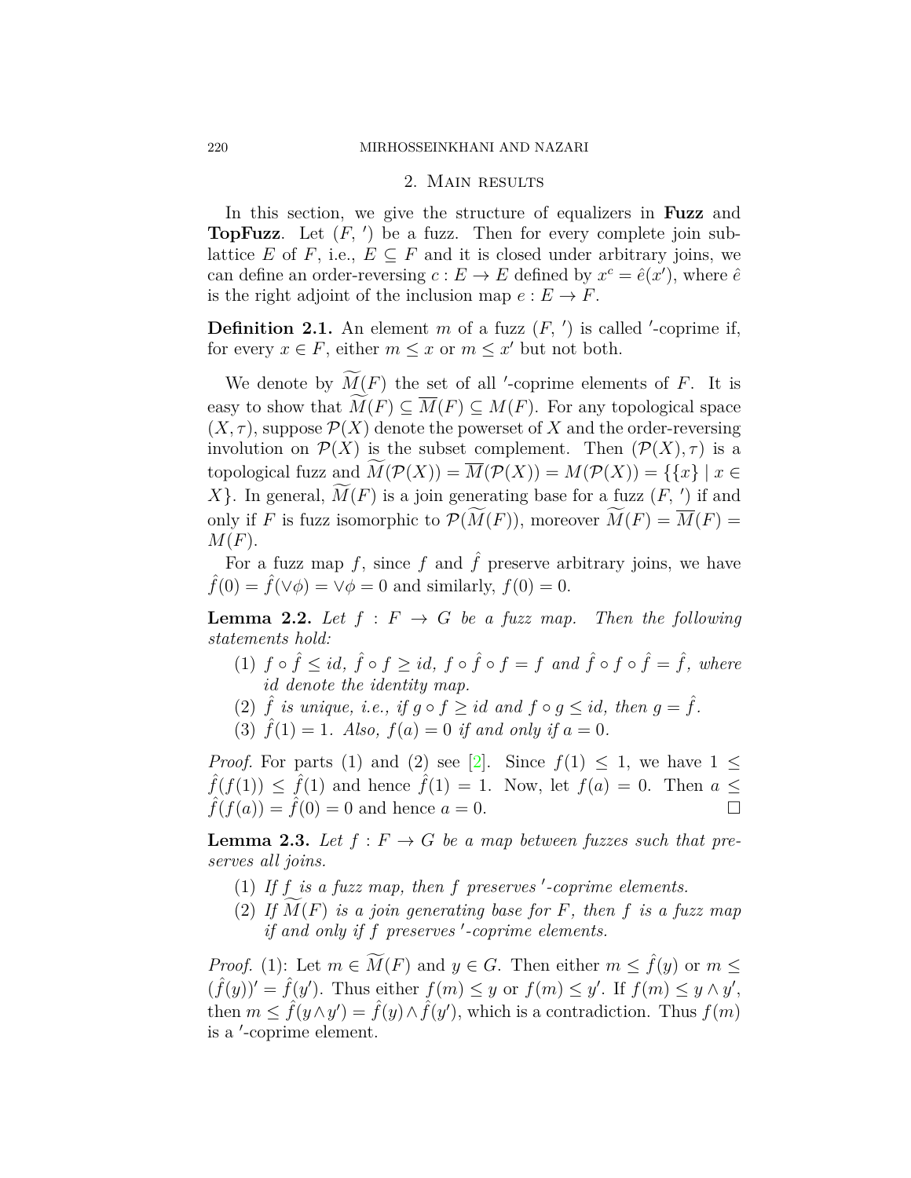## 2. Main results

In this section, we give the structure of equalizers in **Fuzz** and **TopFuzz**. Let $(F, ')$ be a fuzz. Then for every complete join sublattice $E$ of $F$, i.e., $E \subseteq F$ and it is closed under arbitrary joins, we can define an order-reversing $c : E \to E$ defined by $x^c = \hat{e}(x')$, where $\hat{e}$ is the right adjoint of the inclusion map $e : E \to F$.

**Definition 2.1.** An element $m$ of a fuzz $(F, ')$ is called $'$-coprime if, for every $x \in F$, either $m \leq x$ or $m \leq x'$ but not both.

We denote by $\widetilde{M}(F)$ the set of all $'$-coprime elements of $F$. It is easy to show that $\widetilde{M}(F) \subseteq \overline{M}(F) \subseteq M(F)$. For any topological space $(X, \tau)$, suppose $\mathcal{P}(X)$ denote the powerset of $X$ and the order-reversing involution on $\mathcal{P}(X)$ is the subset complement. Then $(\mathcal{P}(X), \tau)$ is a topological fuzz and $\widetilde{M}(\mathcal{P}(X)) = \overline{M}(\mathcal{P}(X)) = M(\mathcal{P}(X)) = \{\{x\} \mid x \in X\}$. In general, $\widetilde{M}(F)$ is a join generating base for a fuzz $(F, ')$ if and only if $F$ is fuzz isomorphic to $\mathcal{P}(\widetilde{M}(F))$, moreover $\widetilde{M}(F) = \overline{M}(F) = M(F)$.

For a fuzz map $f$, since $f$ and $\hat{f}$ preserve arbitrary joins, we have $\hat{f}(0) = \hat{f}(\vee\phi) = \vee\phi = 0$ and similarly, $f(0) = 0$.

**Lemma 2.2.** *Let $f : F \to G$ be a fuzz map. Then the following statements hold:*

1. *$f \circ \hat{f} \leq id$, $\hat{f} \circ f \geq id$, $f \circ \hat{f} \circ f = f$ and $\hat{f} \circ f \circ \hat{f} = \hat{f}$, where $id$ denote the identity map.*
2. *$\hat{f}$ is unique, i.e., if $g \circ f \geq id$ and $f \circ g \leq id$, then $g = \hat{f}$.*
3. *$\hat{f}(1) = 1$. Also, $f(a) = 0$ if and only if $a = 0$.*

*Proof.* For parts (1) and (2) see [2]. Since $f(1) \leq 1$, we have $1 \leq \hat{f}(f(1)) \leq \hat{f}(1)$ and hence $\hat{f}(1) = 1$. Now, let $f(a) = 0$. Then $a \leq \hat{f}(f(a)) = \hat{f}(0) = 0$ and hence $a = 0$. □

**Lemma 2.3.** *Let $f : F \to G$ be a map between fuzzes such that preserves all joins.*

1. *If $f$ is a fuzz map, then $f$ preserves $'$-coprime elements.*
2. *If $\widetilde{M}(F)$ is a join generating base for $F$, then $f$ is a fuzz map if and only if $f$ preserves $'$-coprime elements.*

*Proof.* (1): Let $m \in \widetilde{M}(F)$ and $y \in G$. Then either $m \leq \hat{f}(y)$ or $m \leq (\hat{f}(y))' = \hat{f}(y')$. Thus either $f(m) \leq y$ or $f(m) \leq y'$. If $f(m) \leq y \wedge y'$, then $m \leq \hat{f}(y \wedge y') = \hat{f}(y) \wedge \hat{f}(y')$, which is a contradiction. Thus $f(m)$ is a $'$-coprime element.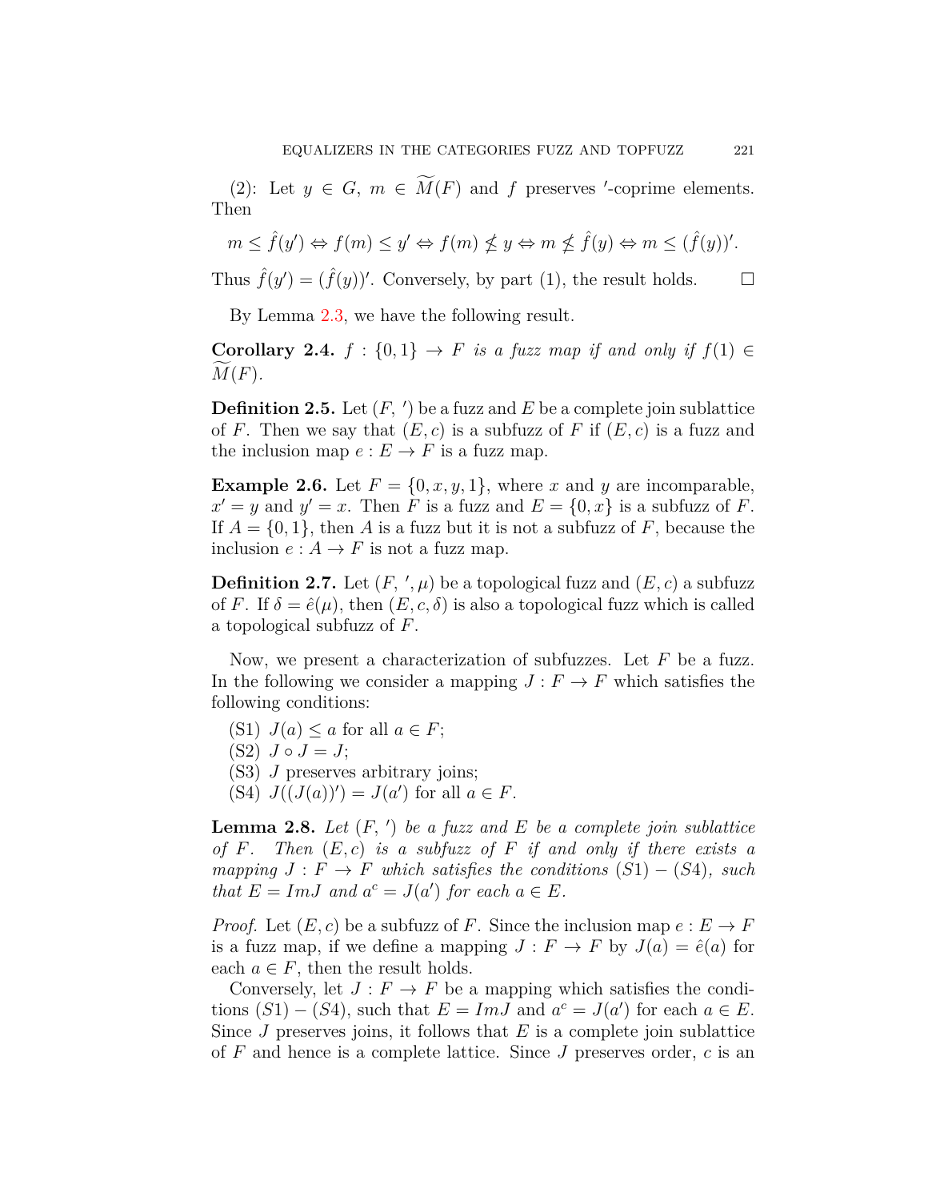(2): Let $y \in G$, $m \in \widetilde{M}(F)$ and $f$ preserves $'$-coprime elements. Then

$$m \leq \hat{f}(y') \Leftrightarrow f(m) \leq y' \Leftrightarrow f(m) \nleq y \Leftrightarrow m \nleq \hat{f}(y) \Leftrightarrow m \leq (\hat{f}(y))'.$$

Thus $\hat{f}(y') = (\hat{f}(y))'$. Conversely, by part (1), the result holds. $\square$

By Lemma 2.3, we have the following result.

**Corollary 2.4.** *$f : \{0, 1\} \to F$ is a fuzz map if and only if $f(1) \in \widetilde{M}(F)$.*

**Definition 2.5.** Let $(F, ')$ be a fuzz and $E$ be a complete join sublattice of $F$. Then we say that $(E, c)$ is a subfuzz of $F$ if $(E, c)$ is a fuzz and the inclusion map $e : E \to F$ is a fuzz map.

**Example 2.6.** Let $F = \{0, x, y, 1\}$, where $x$ and $y$ are incomparable, $x' = y$ and $y' = x$. Then $F$ is a fuzz and $E = \{0, x\}$ is a subfuzz of $F$. If $A = \{0, 1\}$, then $A$ is a fuzz but it is not a subfuzz of $F$, because the inclusion $e : A \to F$ is not a fuzz map.

**Definition 2.7.** Let $(F, ', \mu)$ be a topological fuzz and $(E, c)$ a subfuzz of $F$. If $\delta = \hat{e}(\mu)$, then $(E, c, \delta)$ is also a topological fuzz which is called a topological subfuzz of $F$.

Now, we present a characterization of subfuzzes. Let $F$ be a fuzz. In the following we consider a mapping $J : F \to F$ which satisfies the following conditions:

(S1) $J(a) \leq a$ for all $a \in F$;
(S2) $J \circ J = J$;
(S3) $J$ preserves arbitrary joins;
(S4) $J((J(a))') = J(a')$ for all $a \in F$.

**Lemma 2.8.** *Let $(F, ')$ be a fuzz and $E$ be a complete join sublattice of $F$. Then $(E, c)$ is a subfuzz of $F$ if and only if there exists a mapping $J : F \to F$ which satisfies the conditions $(S1) - (S4)$, such that $E = ImJ$ and $a^c = J(a')$ for each $a \in E$.*

*Proof.* Let $(E, c)$ be a subfuzz of $F$. Since the inclusion map $e : E \to F$ is a fuzz map, if we define a mapping $J : F \to F$ by $J(a) = \hat{e}(a)$ for each $a \in F$, then the result holds.

Conversely, let $J : F \to F$ be a mapping which satisfies the conditions $(S1) - (S4)$, such that $E = ImJ$ and $a^c = J(a')$ for each $a \in E$. Since $J$ preserves joins, it follows that $E$ is a complete join sublattice of $F$ and hence is a complete lattice. Since $J$ preserves order, $c$ is an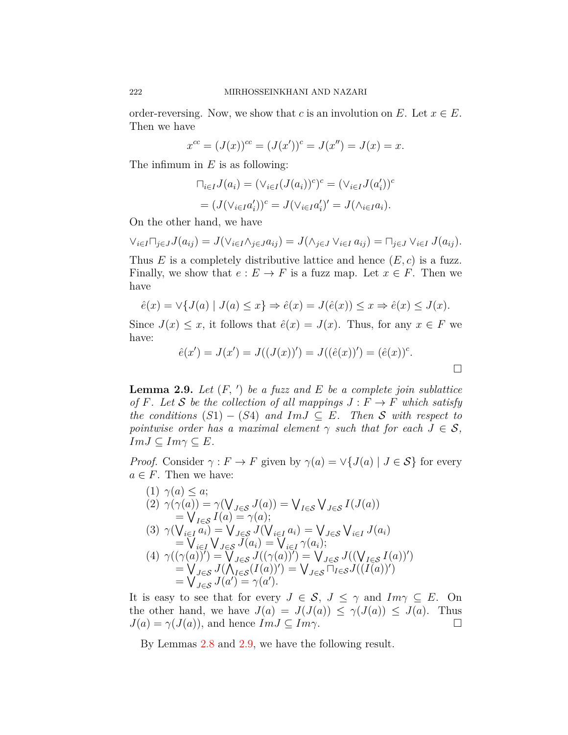order-reversing. Now, we show that $c$ is an involution on $E$. Let $x \in E$. Then we have

$$x^{cc} = (J(x))^{cc} = (J(x'))^c = J(x'') = J(x) = x.$$

The infimum in $E$ is as following:

$$\sqcap_{i\in I} J(a_i) = (\vee_{i\in I}(J(a_i))^c)^c = (\vee_{i\in I} J(a_i'))^c$$
$$= (J(\vee_{i\in I} a_i'))^c = J(\vee_{i\in I} a_i')' = J(\wedge_{i\in I} a_i).$$

On the other hand, we have

$$\vee_{i\in I} \sqcap_{j\in J} J(a_{ij}) = J(\vee_{i\in I} \wedge_{j\in J} a_{ij}) = J(\wedge_{j\in J} \vee_{i\in I} a_{ij}) = \sqcap_{j\in J} \vee_{i\in I} J(a_{ij}).$$

Thus $E$ is a completely distributive lattice and hence $(E, c)$ is a fuzz. Finally, we show that $e : E \to F$ is a fuzz map. Let $x \in F$. Then we have

$$\hat{e}(x) = \vee\{J(a) \mid J(a) \leq x\} \Rightarrow \hat{e}(x) = J(\hat{e}(x)) \leq x \Rightarrow \hat{e}(x) \leq J(x).$$

Since $J(x) \leq x$, it follows that $\hat{e}(x) = J(x)$. Thus, for any $x \in F$ we have:

$$\hat{e}(x') = J(x') = J((J(x))') = J((\hat{e}(x))') = (\hat{e}(x))^c.$$

□

**Lemma 2.9.** *Let $(F, ')$ be a fuzz and $E$ be a complete join sublattice of $F$. Let $\mathcal{S}$ be the collection of all mappings $J : F \to F$ which satisfy the conditions $(S1) - (S4)$ and $ImJ \subseteq E$. Then $\mathcal{S}$ with respect to pointwise order has a maximal element $\gamma$ such that for each $J \in \mathcal{S}$, $ImJ \subseteq Im\gamma \subseteq E$.*

*Proof.* Consider $\gamma : F \to F$ given by $\gamma(a) = \vee\{J(a) \mid J \in \mathcal{S}\}$ for every $a \in F$. Then we have:

(1) $\gamma(a) \leq a$;

(2) $\gamma(\gamma(a)) = \gamma(\bigvee_{J\in\mathcal{S}} J(a)) = \bigvee_{I\in\mathcal{S}} \bigvee_{J\in\mathcal{S}} I(J(a))$
$= \bigvee_{I\in\mathcal{S}} I(a) = \gamma(a)$;

(3) $\gamma(\bigvee_{i\in I} a_i) = \bigvee_{J\in\mathcal{S}} J(\bigvee_{i\in I} a_i) = \bigvee_{J\in\mathcal{S}} \bigvee_{i\in I} J(a_i)$
$= \bigvee_{i\in I} \bigvee_{J\in\mathcal{S}} J(a_i) = \bigvee_{i\in I} \gamma(a_i)$;

(4) $\gamma((\gamma(a))') = \bigvee_{J\in\mathcal{S}} J((\gamma(a))') = \bigvee_{J\in\mathcal{S}} J((\bigvee_{I\in\mathcal{S}} I(a))')$
$= \bigvee_{J\in\mathcal{S}} J(\bigwedge_{I\in\mathcal{S}} (I(a))') = \bigvee_{J\in\mathcal{S}} \sqcap_{I\in\mathcal{S}} J((I(a))')$
$= \bigvee_{J\in\mathcal{S}} J(a') = \gamma(a')$.

It is easy to see that for every $J \in \mathcal{S}$, $J \leq \gamma$ and $Im\gamma \subseteq E$. On the other hand, we have $J(a) = J(J(a)) \leq \gamma(J(a)) \leq J(a)$. Thus $J(a) = \gamma(J(a))$, and hence $ImJ \subseteq Im\gamma$. □

By Lemmas 2.8 and 2.9, we have the following result.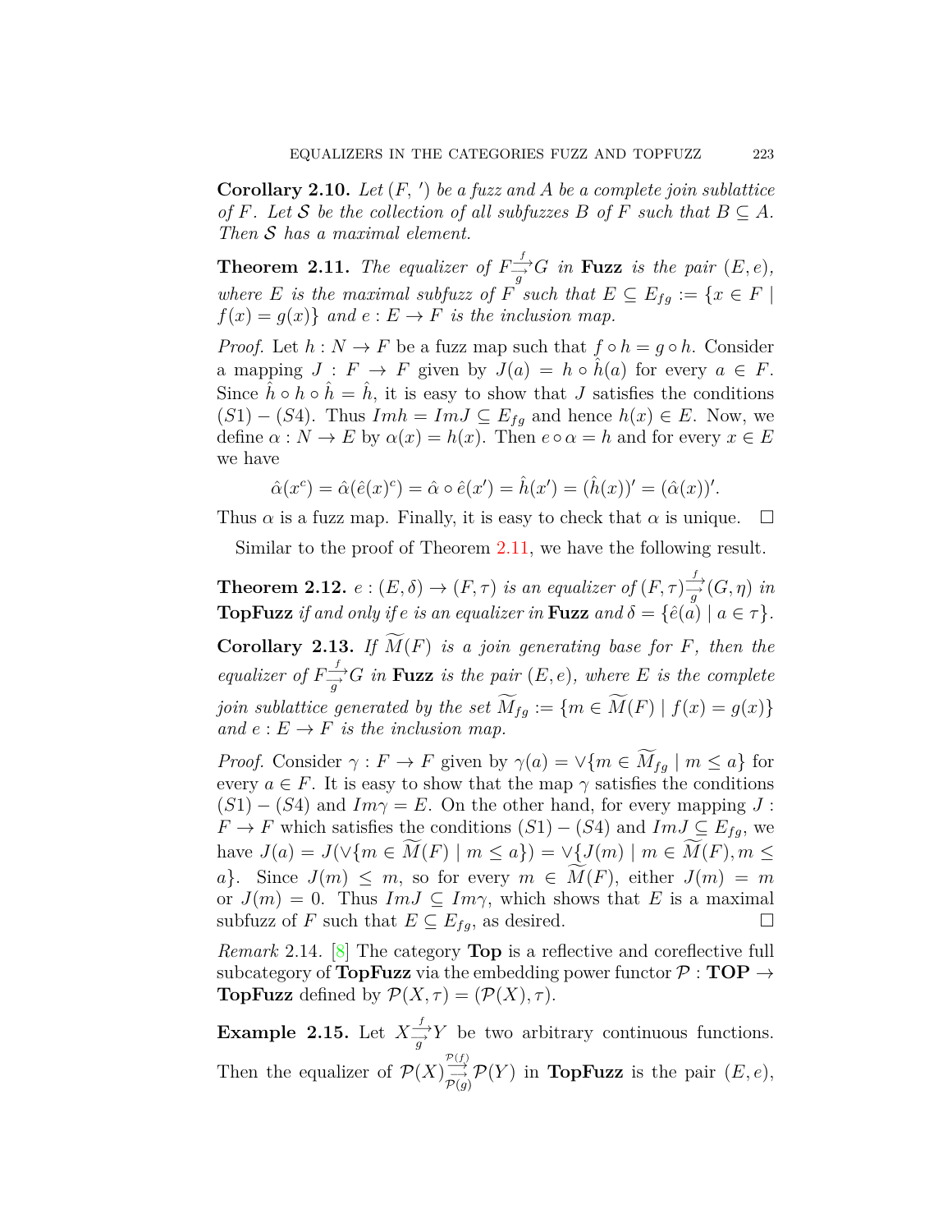**Corollary 2.10.** *Let $(F, ')$ be a fuzz and $A$ be a complete join sublattice of $F$. Let $\mathcal{S}$ be the collection of all subfuzzes $B$ of $F$ such that $B \subseteq A$. Then $\mathcal{S}$ has a maximal element.*

**Theorem 2.11.** *The equalizer of $F \underset{g}{\overset{f}{\rightrightarrows}} G$ in **Fuzz** is the pair $(E, e)$, where $E$ is the maximal subfuzz of $F$ such that $E \subseteq E_{fg} := \{x \in F \mid f(x) = g(x)\}$ and $e : E \to F$ is the inclusion map.*

*Proof.* Let $h : N \to F$ be a fuzz map such that $f \circ h = g \circ h$. Consider a mapping $J : F \to F$ given by $J(a) = h \circ \hat{h}(a)$ for every $a \in F$. Since $\hat{h} \circ h \circ \hat{h} = \hat{h}$, it is easy to show that $J$ satisfies the conditions $(S1) - (S4)$. Thus $Imh = ImJ \subseteq E_{fg}$ and hence $h(x) \in E$. Now, we define $\alpha : N \to E$ by $\alpha(x) = h(x)$. Then $e \circ \alpha = h$ and for every $x \in E$ we have

$$\hat{\alpha}(x^c) = \hat{\alpha}(\hat{e}(x)^c) = \hat{\alpha} \circ \hat{e}(x') = \hat{h}(x') = (\hat{h}(x))' = (\hat{\alpha}(x))'.$$

Thus $\alpha$ is a fuzz map. Finally, it is easy to check that $\alpha$ is unique. $\square$

Similar to the proof of Theorem 2.11, we have the following result.

**Theorem 2.12.** *$e : (E, \delta) \to (F, \tau)$ is an equalizer of $(F, \tau) \underset{g}{\overset{f}{\rightrightarrows}} (G, \eta)$ in **TopFuzz** if and only if $e$ is an equalizer in **Fuzz** and $\delta = \{\hat{e}(a) \mid a \in \tau\}$.*

**Corollary 2.13.** *If $\widetilde{M}(F)$ is a join generating base for $F$, then the equalizer of $F \underset{g}{\overset{f}{\rightrightarrows}} G$ in **Fuzz** is the pair $(E, e)$, where $E$ is the complete join sublattice generated by the set $\widetilde{M}_{fg} := \{m \in \widetilde{M}(F) \mid f(x) = g(x)\}$ and $e : E \to F$ is the inclusion map.*

*Proof.* Consider $\gamma : F \to F$ given by $\gamma(a) = \vee\{m \in \widetilde{M}_{fg} \mid m \leq a\}$ for every $a \in F$. It is easy to show that the map $\gamma$ satisfies the conditions $(S1) - (S4)$ and $Im\gamma = E$. On the other hand, for every mapping $J : F \to F$ which satisfies the conditions $(S1) - (S4)$ and $ImJ \subseteq E_{fg}$, we have $J(a) = J(\vee\{m \in \widetilde{M}(F) \mid m \leq a\}) = \vee\{J(m) \mid m \in \widetilde{M}(F), m \leq a\}$. Since $J(m) \leq m$, so for every $m \in \widetilde{M}(F)$, either $J(m) = m$ or $J(m) = 0$. Thus $ImJ \subseteq Im\gamma$, which shows that $E$ is a maximal subfuzz of $F$ such that $E \subseteq E_{fg}$, as desired. $\square$

*Remark* 2.14. [8] The category **Top** is a reflective and coreflective full subcategory of **TopFuzz** via the embedding power functor $\mathcal{P} : \mathbf{TOP} \to \mathbf{TopFuzz}$ defined by $\mathcal{P}(X, \tau) = (\mathcal{P}(X), \tau)$.

**Example 2.15.** Let $X \underset{g}{\overset{f}{\rightrightarrows}} Y$ be two arbitrary continuous functions. Then the equalizer of $\mathcal{P}(X) \underset{\mathcal{P}(g)}{\overset{\mathcal{P}(f)}{\rightrightarrows}} \mathcal{P}(Y)$ in **TopFuzz** is the pair $(E, e)$,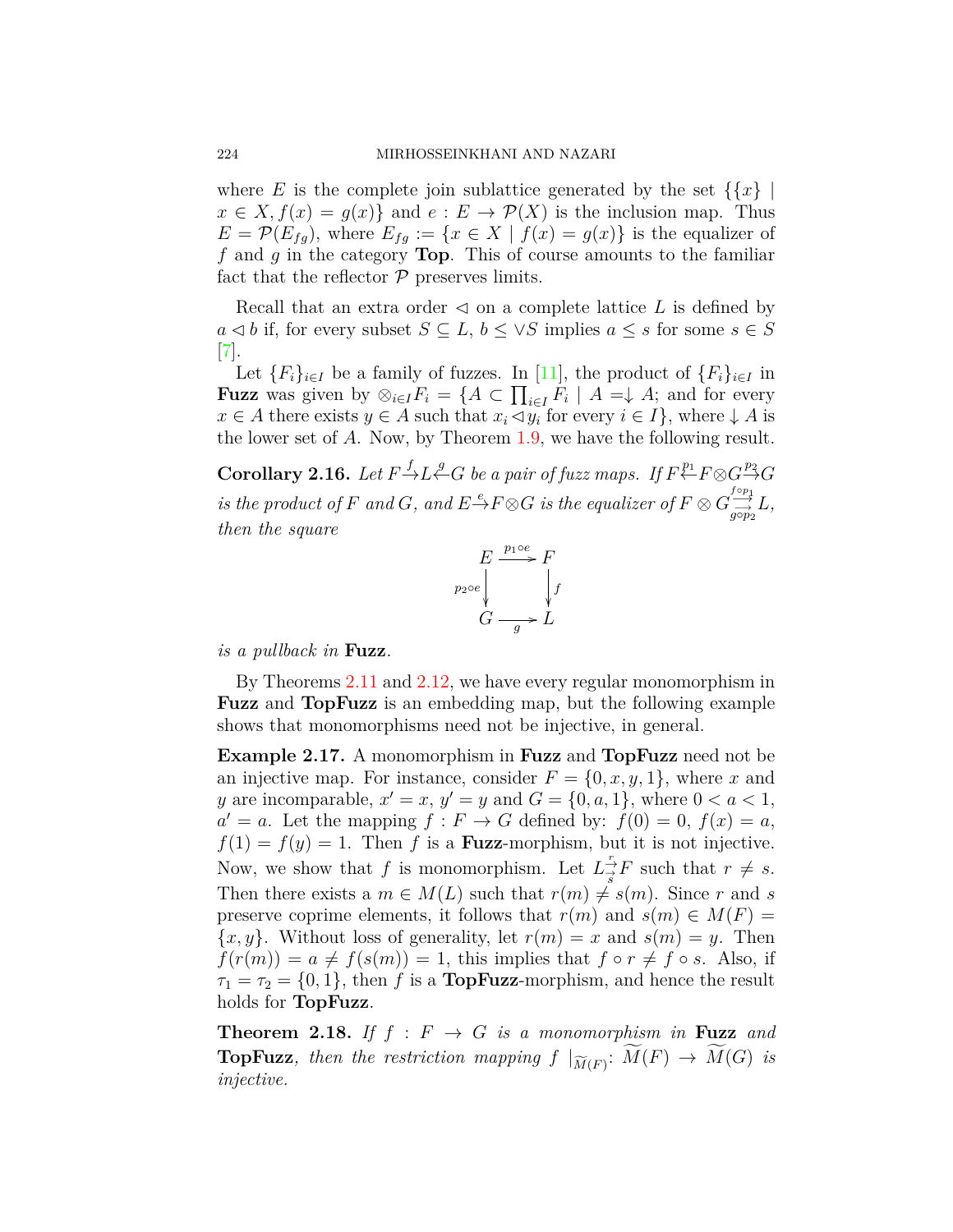where $E$ is the complete join sublattice generated by the set $\{\{x\} \mid x \in X, f(x) = g(x)\}$ and $e : E \to \mathcal{P}(X)$ is the inclusion map. Thus $E = \mathcal{P}(E_{fg})$, where $E_{fg} := \{x \in X \mid f(x) = g(x)\}$ is the equalizer of $f$ and $g$ in the category **Top**. This of course amounts to the familiar fact that the reflector $\mathcal{P}$ preserves limits.

Recall that an extra order $\lhd$ on a complete lattice $L$ is defined by $a \lhd b$ if, for every subset $S \subseteq L$, $b \leq \vee S$ implies $a \leq s$ for some $s \in S$ [7].

Let $\{F_i\}_{i \in I}$ be a family of fuzzes. In [11], the product of $\{F_i\}_{i \in I}$ in **Fuzz** was given by $\otimes_{i \in I} F_i = \{A \subset \prod_{i \in I} F_i \mid A = \downarrow A$; and for every $x \in A$ there exists $y \in A$ such that $x_i \lhd y_i$ for every $i \in I\}$, where $\downarrow A$ is the lower set of $A$. Now, by Theorem 1.9, we have the following result.

**Corollary 2.16.** *Let $F \xrightarrow{f} L \xleftarrow{g} G$ be a pair of fuzz maps. If $F \xleftarrow{p_1} F \otimes G \xrightarrow{p_2} G$ is the product of $F$ and $G$, and $E \xrightarrow{e} F \otimes G$ is the equalizer of $F \otimes G \underset{g \circ p_2}{\overset{f \circ p_1}{\rightrightarrows}} L$, then the square*

$$\begin{array}{ccc} E & \xrightarrow{p_1 \circ e} & F \\ {\scriptstyle p_2 \circ e}\downarrow & & \downarrow{\scriptstyle f} \\ G & \xrightarrow[g]{} & L \end{array}$$

*is a pullback in* **Fuzz**.

By Theorems 2.11 and 2.12, we have every regular monomorphism in **Fuzz** and **TopFuzz** is an embedding map, but the following example shows that monomorphisms need not be injective, in general.

**Example 2.17.** A monomorphism in **Fuzz** and **TopFuzz** need not be an injective map. For instance, consider $F = \{0, x, y, 1\}$, where $x$ and $y$ are incomparable, $x' = x$, $y' = y$ and $G = \{0, a, 1\}$, where $0 < a < 1$, $a' = a$. Let the mapping $f : F \to G$ defined by: $f(0) = 0$, $f(x) = a$, $f(1) = f(y) = 1$. Then $f$ is a **Fuzz**-morphism, but it is not injective. Now, we show that $f$ is monomorphism. Let $L \underset{s}{\overset{r}{\rightrightarrows}} F$ such that $r \neq s$. Then there exists a $m \in M(L)$ such that $r(m) \neq s(m)$. Since $r$ and $s$ preserve coprime elements, it follows that $r(m)$ and $s(m) \in M(F) = \{x, y\}$. Without loss of generality, let $r(m) = x$ and $s(m) = y$. Then $f(r(m)) = a \neq f(s(m)) = 1$, this implies that $f \circ r \neq f \circ s$. Also, if $\tau_1 = \tau_2 = \{0, 1\}$, then $f$ is a **TopFuzz**-morphism, and hence the result holds for **TopFuzz**.

**Theorem 2.18.** *If $f : F \to G$ is a monomorphism in* **Fuzz** *and* **TopFuzz***, then the restriction mapping $f\mid_{\widetilde{M}(F)} : \widetilde{M}(F) \to \widetilde{M}(G)$ is injective.*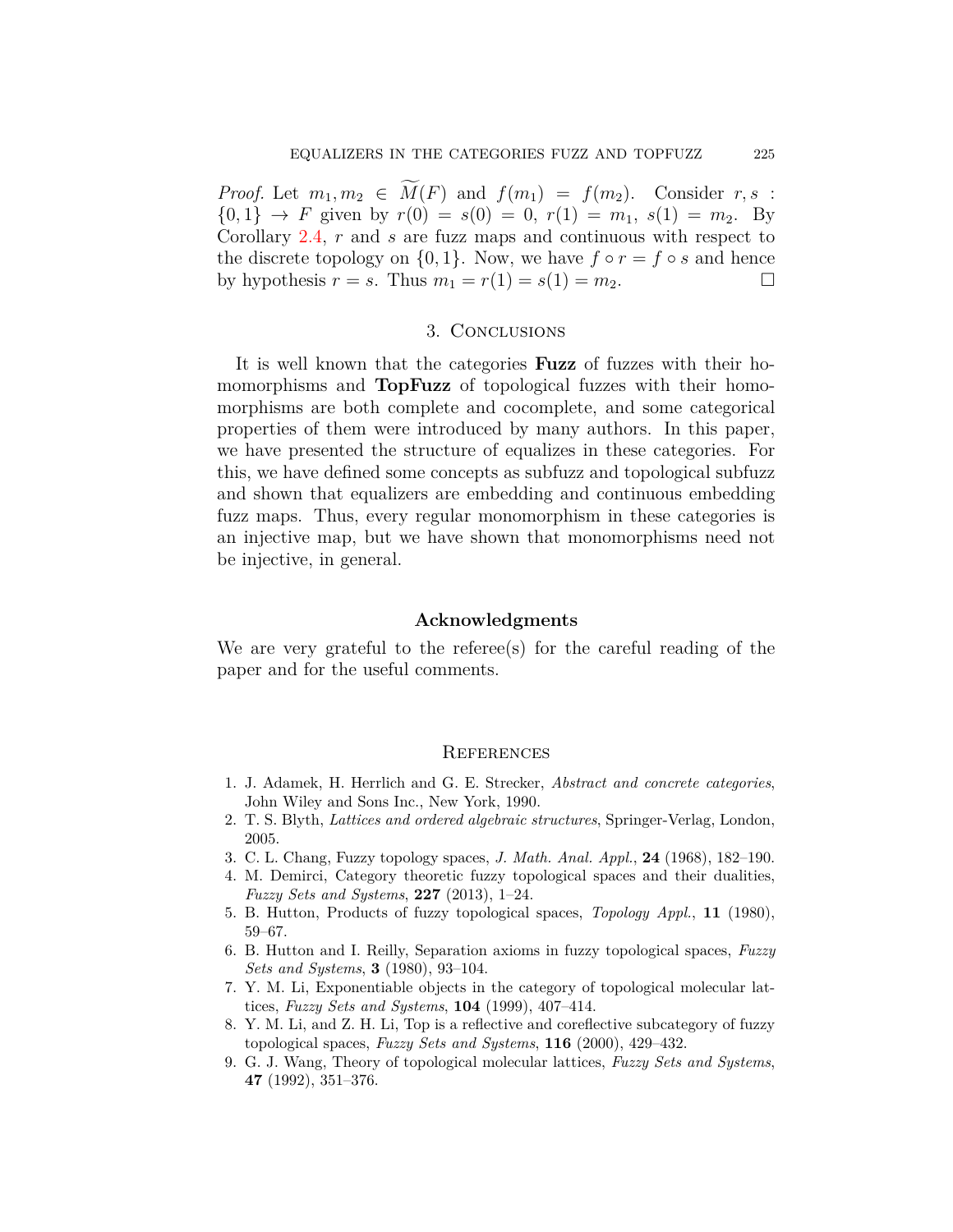*Proof*. Let $m_1, m_2 \in \widetilde{M}(F)$ and $f(m_1) = f(m_2)$. Consider $r, s : \{0,1\} \to F$ given by $r(0) = s(0) = 0$, $r(1) = m_1$, $s(1) = m_2$. By Corollary 2.4, $r$ and $s$ are fuzz maps and continuous with respect to the discrete topology on $\{0,1\}$. Now, we have $f \circ r = f \circ s$ and hence by hypothesis $r = s$. Thus $m_1 = r(1) = s(1) = m_2$. □

## 3. Conclusions

It is well known that the categories **Fuzz** of fuzzes with their homomorphisms and **TopFuzz** of topological fuzzes with their homomorphisms are both complete and cocomplete, and some categorical properties of them were introduced by many authors. In this paper, we have presented the structure of equalizes in these categories. For this, we have defined some concepts as subfuzz and topological subfuzz and shown that equalizers are embedding and continuous embedding fuzz maps. Thus, every regular monomorphism in these categories is an injective map, but we have shown that monomorphisms need not be injective, in general.

## Acknowledgments

We are very grateful to the referee(s) for the careful reading of the paper and for the useful comments.

## References

1. J. Adamek, H. Herrlich and G. E. Strecker, *Abstract and concrete categories*, John Wiley and Sons Inc., New York, 1990.
2. T. S. Blyth, *Lattices and ordered algebraic structures*, Springer-Verlag, London, 2005.
3. C. L. Chang, Fuzzy topology spaces, *J. Math. Anal. Appl.*, **24** (1968), 182–190.
4. M. Demirci, Category theoretic fuzzy topological spaces and their dualities, *Fuzzy Sets and Systems*, **227** (2013), 1–24.
5. B. Hutton, Products of fuzzy topological spaces, *Topology Appl.*, **11** (1980), 59–67.
6. B. Hutton and I. Reilly, Separation axioms in fuzzy topological spaces, *Fuzzy Sets and Systems*, **3** (1980), 93–104.
7. Y. M. Li, Exponentiable objects in the category of topological molecular lattices, *Fuzzy Sets and Systems*, **104** (1999), 407–414.
8. Y. M. Li, and Z. H. Li, Top is a reflective and coreflective subcategory of fuzzy topological spaces, *Fuzzy Sets and Systems*, **116** (2000), 429–432.
9. G. J. Wang, Theory of topological molecular lattices, *Fuzzy Sets and Systems*, **47** (1992), 351–376.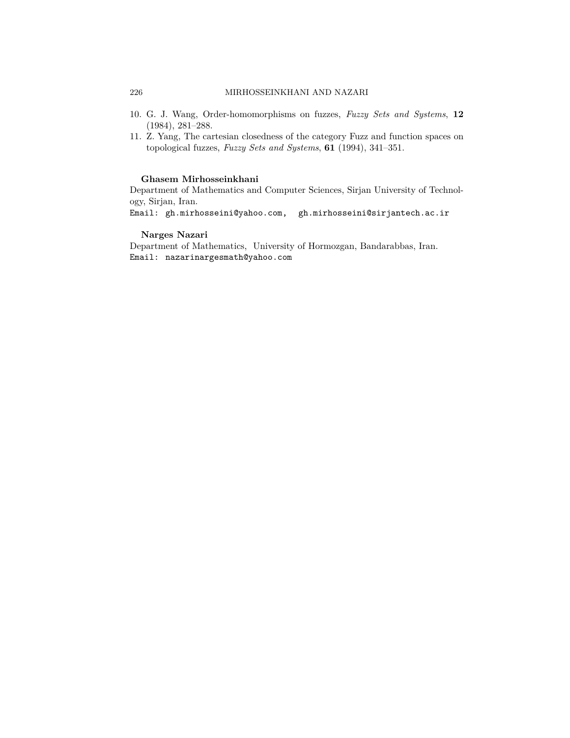10. G. J. Wang, Order-homomorphisms on fuzzes, *Fuzzy Sets and Systems*, **12** (1984), 281–288.
11. Z. Yang, The cartesian closedness of the category Fuzz and function spaces on topological fuzzes, *Fuzzy Sets and Systems*, **61** (1994), 341–351.

**Ghasem Mirhosseinkhani**
Department of Mathematics and Computer Sciences, Sirjan University of Technology, Sirjan, Iran.
Email: gh.mirhosseini@yahoo.com, gh.mirhosseini@sirjantech.ac.ir

**Narges Nazari**
Department of Mathematics, University of Hormozgan, Bandarabbas, Iran.
Email: nazarinargesmath@yahoo.com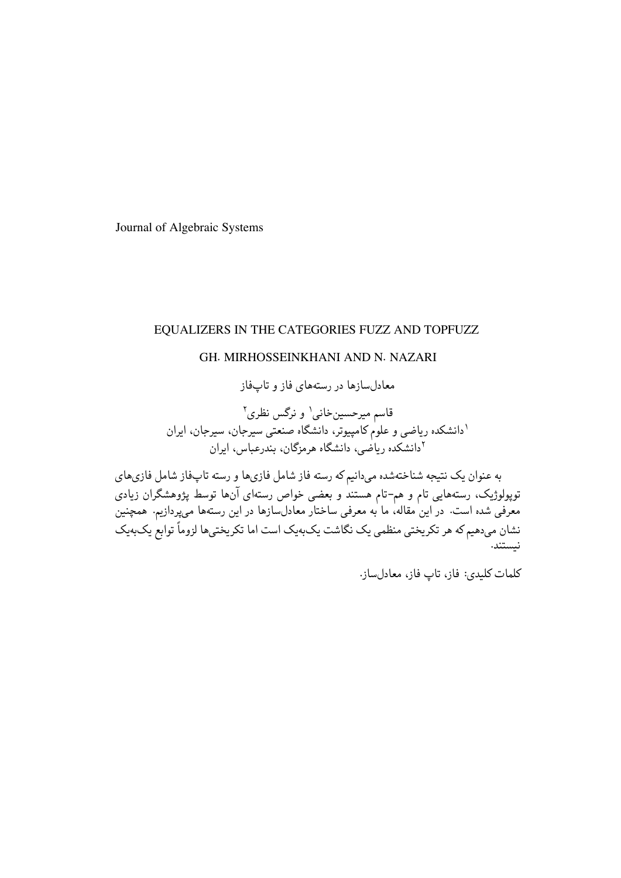Journal of Algebraic Systems

# EQUALIZERS IN THE CATEGORIES FUZZ AND TOPFUZZ

## GH. MIRHOSSEINKHANI AND N. NAZARI

معادل‌سازها در رسته‌های فاز و تاپ‌فاز

قاسم میرحسین‌خانی[1] و نرگس نظری[2]

[1]دانشکده ریاضی و علوم کامپیوتر، دانشگاه صنعتی سیرجان، سیرجان، ایران

[2]دانشکده ریاضی، دانشگاه هرمزگان، بندرعباس، ایران

به عنوان یک نتیجه شناخته‌شده می‌دانیم که رسته فاز شامل فازی‌ها و رسته تاپ‌فاز شامل فازی‌های توپولوژیک، رسته‌هایی تام و هم-تام هستند و بعضی خواص رسته‌ای آن‌ها توسط پژوهشگران زیادی معرفی شده است. در این مقاله، ما به معرفی ساختار معادل‌سازها در این رسته‌ها می‌پردازیم. همچنین نشان می‌دهیم که هر تکریختی منظمی یک نگاشت یک‌به‌یک است اما تکریختی‌ها لزوماً توابع یک‌به‌یک نیستند.

کلمات کلیدی: فاز، تاپ فاز، معادل‌ساز.